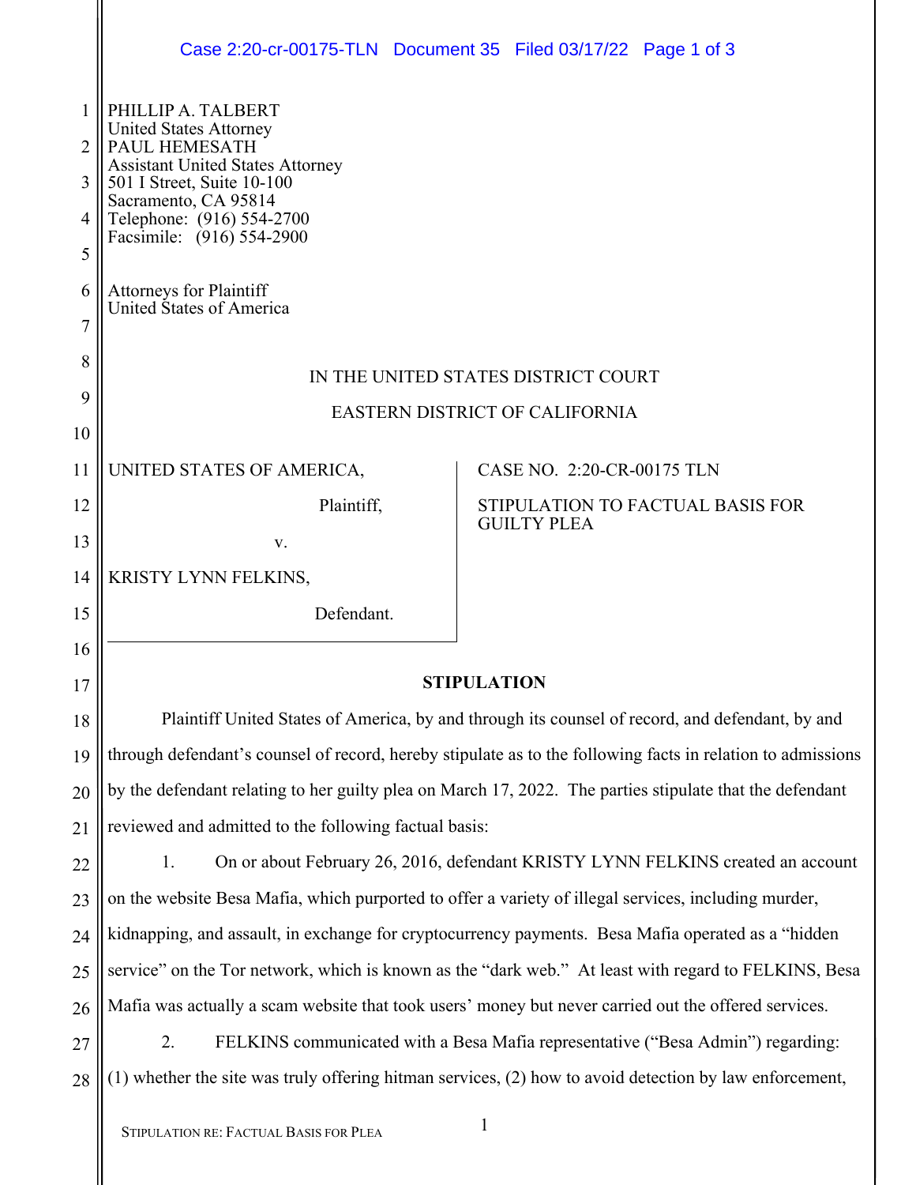PHILLIP A. TALBERT
United States Attorney
PAUL HEMESATH
Assistant United States Attorney
501 I Street, Suite 10-100
Sacramento, CA 95814
Telephone: (916) 554-2700
Facsimile: (916) 554-2900

Attorneys for Plaintiff
United States of America

IN THE UNITED STATES DISTRICT COURT

EASTERN DISTRICT OF CALIFORNIA

| | |
|---|---|
| UNITED STATES OF AMERICA,<br><br>Plaintiff,<br><br>v.<br><br>KRISTY LYNN FELKINS,<br><br>Defendant. | CASE NO. 2:20-CR-00175 TLN<br><br>STIPULATION TO FACTUAL BASIS FOR GUILTY PLEA |

**STIPULATION**

Plaintiff United States of America, by and through its counsel of record, and defendant, by and through defendant's counsel of record, hereby stipulate as to the following facts in relation to admissions by the defendant relating to her guilty plea on March 17, 2022. The parties stipulate that the defendant reviewed and admitted to the following factual basis:

1. On or about February 26, 2016, defendant KRISTY LYNN FELKINS created an account on the website Besa Mafia, which purported to offer a variety of illegal services, including murder, kidnapping, and assault, in exchange for cryptocurrency payments. Besa Mafia operated as a "hidden service" on the Tor network, which is known as the "dark web." At least with regard to FELKINS, Besa Mafia was actually a scam website that took users' money but never carried out the offered services.

2. FELKINS communicated with a Besa Mafia representative ("Besa Admin") regarding: (1) whether the site was truly offering hitman services, (2) how to avoid detection by law enforcement,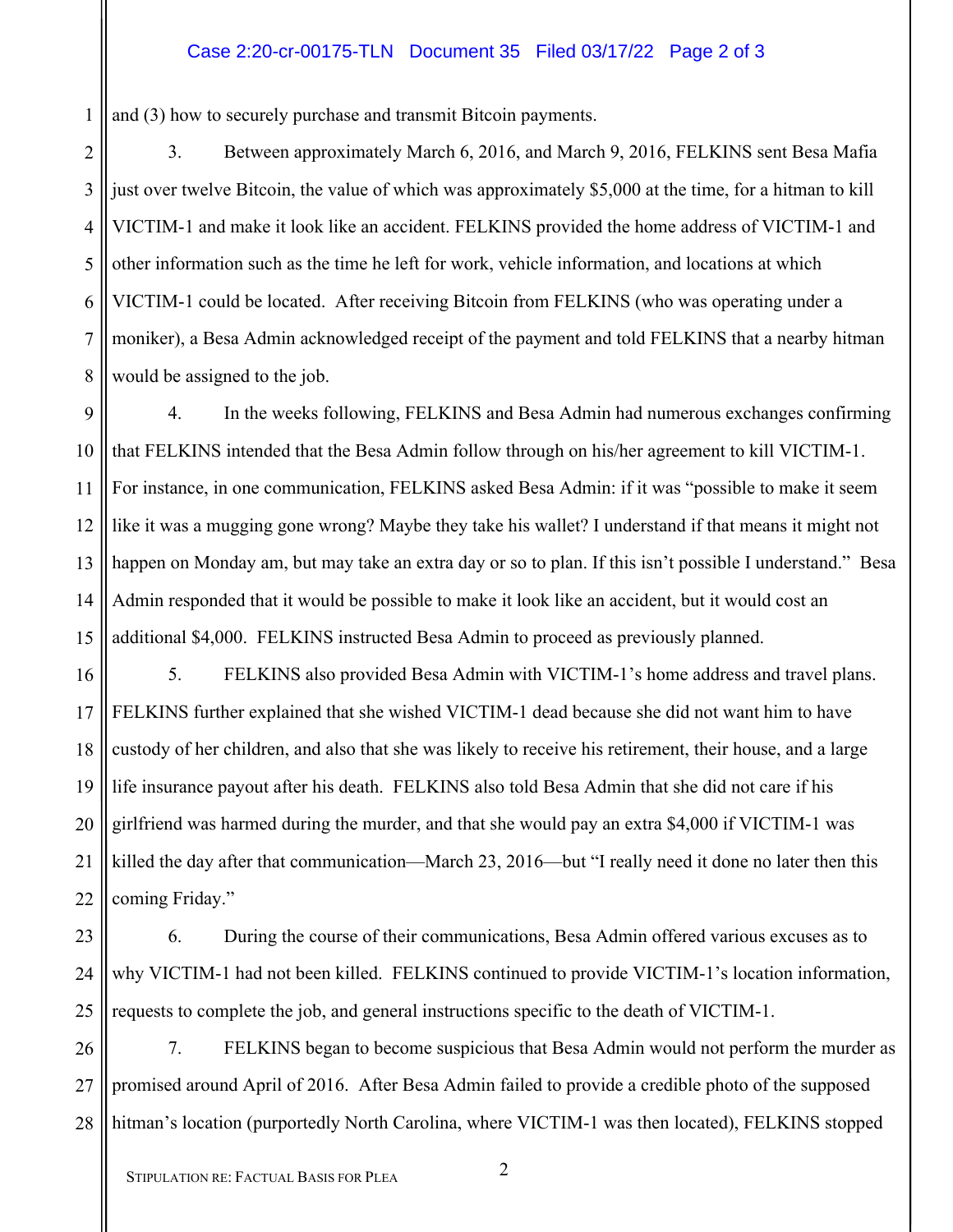and (3) how to securely purchase and transmit Bitcoin payments.

3. Between approximately March 6, 2016, and March 9, 2016, FELKINS sent Besa Mafia just over twelve Bitcoin, the value of which was approximately $5,000 at the time, for a hitman to kill VICTIM-1 and make it look like an accident. FELKINS provided the home address of VICTIM-1 and other information such as the time he left for work, vehicle information, and locations at which VICTIM-1 could be located. After receiving Bitcoin from FELKINS (who was operating under a moniker), a Besa Admin acknowledged receipt of the payment and told FELKINS that a nearby hitman would be assigned to the job.

4. In the weeks following, FELKINS and Besa Admin had numerous exchanges confirming that FELKINS intended that the Besa Admin follow through on his/her agreement to kill VICTIM-1. For instance, in one communication, FELKINS asked Besa Admin: if it was "possible to make it seem like it was a mugging gone wrong? Maybe they take his wallet? I understand if that means it might not happen on Monday am, but may take an extra day or so to plan. If this isn't possible I understand." Besa Admin responded that it would be possible to make it look like an accident, but it would cost an additional $4,000. FELKINS instructed Besa Admin to proceed as previously planned.

5. FELKINS also provided Besa Admin with VICTIM-1's home address and travel plans. FELKINS further explained that she wished VICTIM-1 dead because she did not want him to have custody of her children, and also that she was likely to receive his retirement, their house, and a large life insurance payout after his death. FELKINS also told Besa Admin that she did not care if his girlfriend was harmed during the murder, and that she would pay an extra $4,000 if VICTIM-1 was killed the day after that communication—March 23, 2016—but "I really need it done no later then this coming Friday."

6. During the course of their communications, Besa Admin offered various excuses as to why VICTIM-1 had not been killed. FELKINS continued to provide VICTIM-1's location information, requests to complete the job, and general instructions specific to the death of VICTIM-1.

7. FELKINS began to become suspicious that Besa Admin would not perform the murder as promised around April of 2016. After Besa Admin failed to provide a credible photo of the supposed hitman's location (purportedly North Carolina, where VICTIM-1 was then located), FELKINS stopped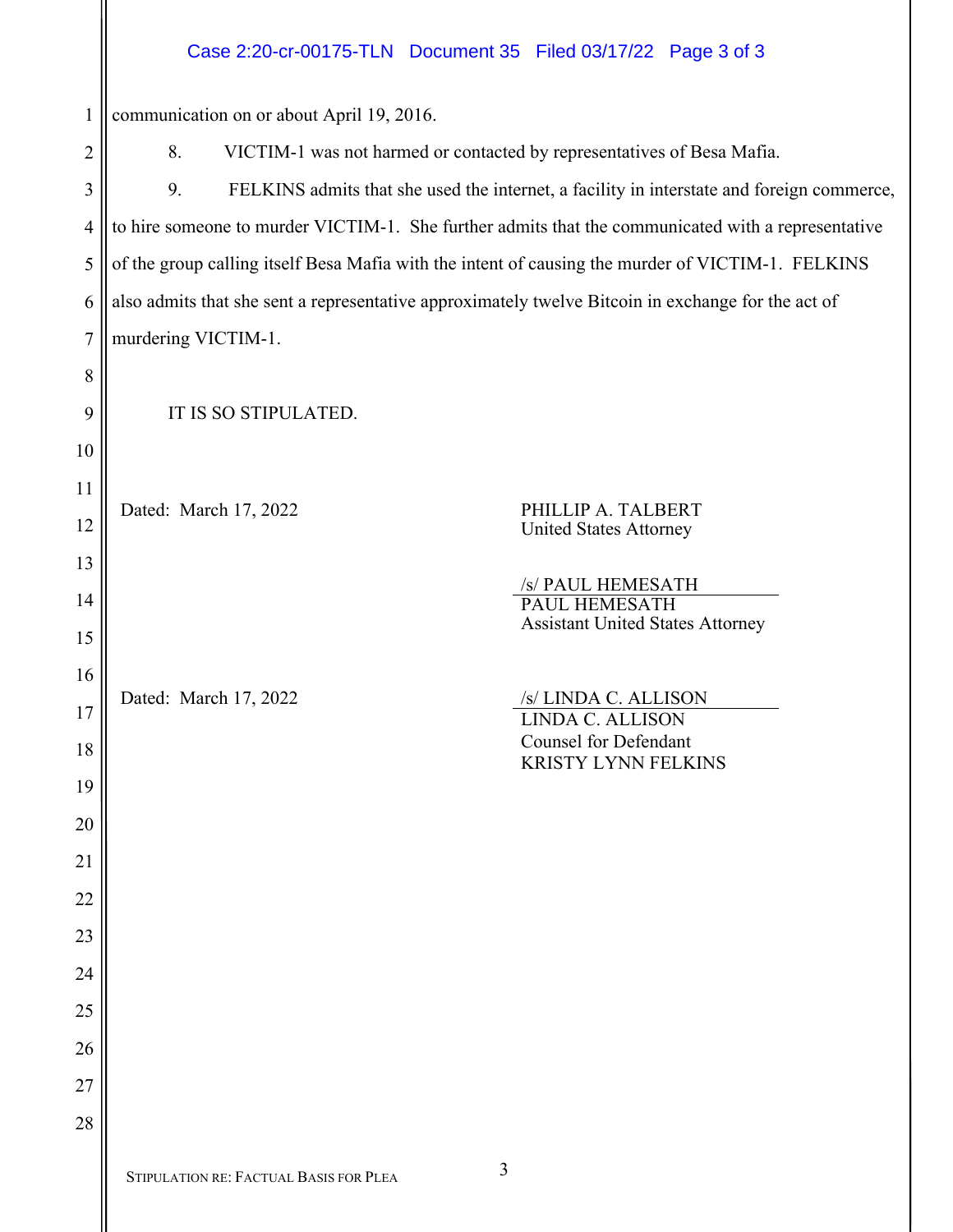communication on or about April 19, 2016.

8. VICTIM-1 was not harmed or contacted by representatives of Besa Mafia.

9. FELKINS admits that she used the internet, a facility in interstate and foreign commerce, to hire someone to murder VICTIM-1. She further admits that the communicated with a representative of the group calling itself Besa Mafia with the intent of causing the murder of VICTIM-1. FELKINS also admits that she sent a representative approximately twelve Bitcoin in exchange for the act of murdering VICTIM-1.

IT IS SO STIPULATED.

Dated: March 17, 2022

PHILLIP A. TALBERT
United States Attorney

/s/ PAUL HEMESATH
PAUL HEMESATH
Assistant United States Attorney

Dated: March 17, 2022

/s/ LINDA C. ALLISON
LINDA C. ALLISON
Counsel for Defendant
KRISTY LYNN FELKINS

STIPULATION RE: FACTUAL BASIS FOR PLEA